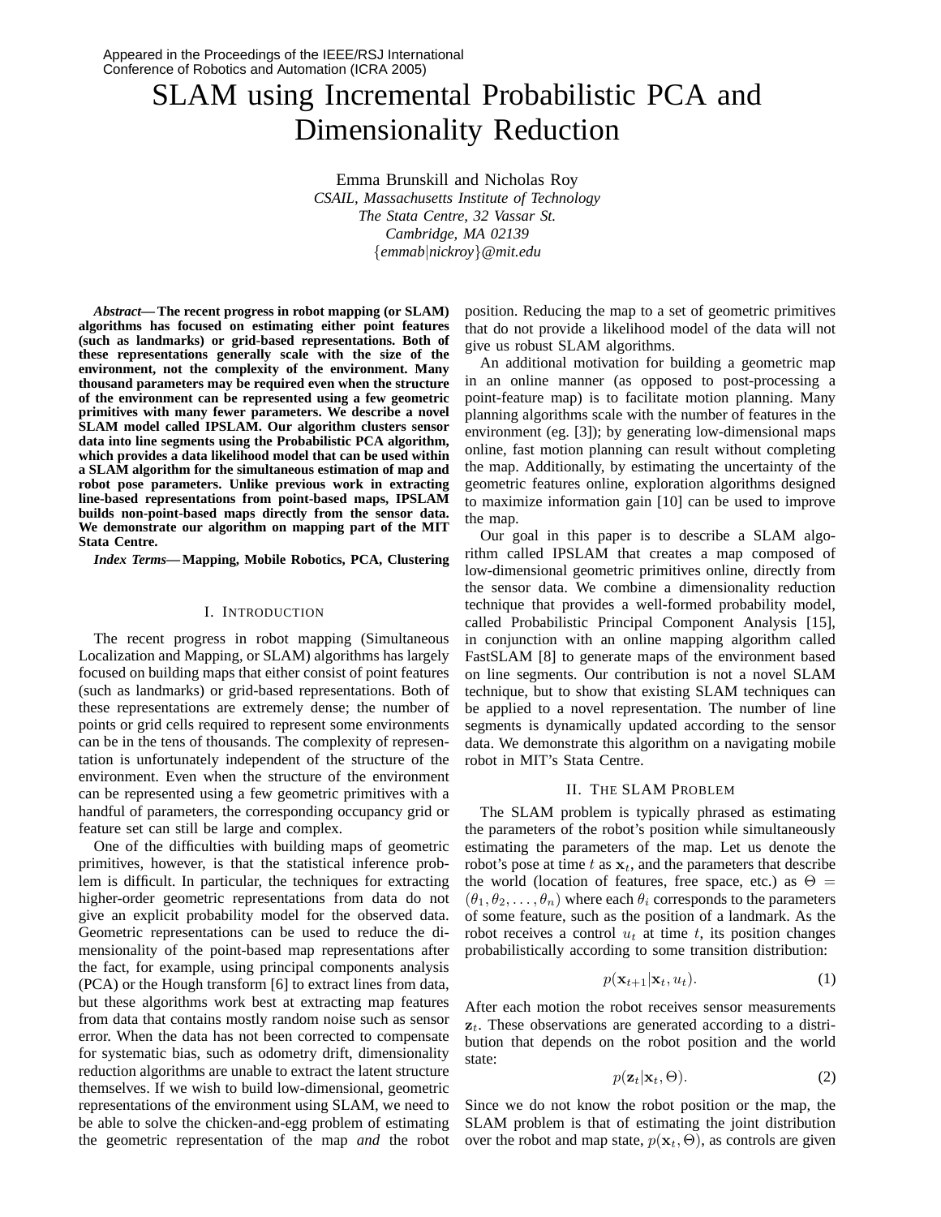Appeared in the Proceedings of the IEEE/RSJ International Conference of Robotics and Automation (ICRA 2005)

# SLAM using Incremental Probabilistic PCA and Dimensionality Reduction

Emma Brunskill and Nicholas Roy
*CSAIL, Massachusetts Institute of Technology*
*The Stata Centre, 32 Vassar St.*
*Cambridge, MA 02139*
*{emmab|nickroy}@mit.edu*

***Abstract*— The recent progress in robot mapping (or SLAM) algorithms has focused on estimating either point features (such as landmarks) or grid-based representations. Both of these representations generally scale with the size of the environment, not the complexity of the environment. Many thousand parameters may be required even when the structure of the environment can be represented using a few geometric primitives with many fewer parameters. We describe a novel SLAM model called IPSLAM. Our algorithm clusters sensor data into line segments using the Probabilistic PCA algorithm, which provides a data likelihood model that can be used within a SLAM algorithm for the simultaneous estimation of map and robot pose parameters. Unlike previous work in extracting line-based representations from point-based maps, IPSLAM builds non-point-based maps directly from the sensor data. We demonstrate our algorithm on mapping part of the MIT Stata Centre.**

***Index Terms*— Mapping, Mobile Robotics, PCA, Clustering**

## I. Introduction

The recent progress in robot mapping (Simultaneous Localization and Mapping, or SLAM) algorithms has largely focused on building maps that either consist of point features (such as landmarks) or grid-based representations. Both of these representations are extremely dense; the number of points or grid cells required to represent some environments can be in the tens of thousands. The complexity of representation is unfortunately independent of the structure of the environment. Even when the structure of the environment can be represented using a few geometric primitives with a handful of parameters, the corresponding occupancy grid or feature set can still be large and complex.

One of the difficulties with building maps of geometric primitives, however, is that the statistical inference problem is difficult. In particular, the techniques for extracting higher-order geometric representations from data do not give an explicit probability model for the observed data. Geometric representations can be used to reduce the dimensionality of the point-based map representations after the fact, for example, using principal components analysis (PCA) or the Hough transform [6] to extract lines from data, but these algorithms work best at extracting map features from data that contains mostly random noise such as sensor error. When the data has not been corrected to compensate for systematic bias, such as odometry drift, dimensionality reduction algorithms are unable to extract the latent structure themselves. If we wish to build low-dimensional, geometric representations of the environment using SLAM, we need to be able to solve the chicken-and-egg problem of estimating the geometric representation of the map *and* the robot position. Reducing the map to a set of geometric primitives that do not provide a likelihood model of the data will not give us robust SLAM algorithms.

An additional motivation for building a geometric map in an online manner (as opposed to post-processing a point-feature map) is to facilitate motion planning. Many planning algorithms scale with the number of features in the environment (eg. [3]); by generating low-dimensional maps online, fast motion planning can result without completing the map. Additionally, by estimating the uncertainty of the geometric features online, exploration algorithms designed to maximize information gain [10] can be used to improve the map.

Our goal in this paper is to describe a SLAM algorithm called IPSLAM that creates a map composed of low-dimensional geometric primitives online, directly from the sensor data. We combine a dimensionality reduction technique that provides a well-formed probability model, called Probabilistic Principal Component Analysis [15], in conjunction with an online mapping algorithm called FastSLAM [8] to generate maps of the environment based on line segments. Our contribution is not a novel SLAM technique, but to show that existing SLAM techniques can be applied to a novel representation. The number of line segments is dynamically updated according to the sensor data. We demonstrate this algorithm on a navigating mobile robot in MIT's Stata Centre.

## II. The SLAM Problem

The SLAM problem is typically phrased as estimating the parameters of the robot's position while simultaneously estimating the parameters of the map. Let us denote the robot's pose at time $t$ as $\mathbf{x}_t$, and the parameters that describe the world (location of features, free space, etc.) as $\Theta = (\theta_1, \theta_2, \ldots, \theta_n)$ where each $\theta_i$ corresponds to the parameters of some feature, such as the position of a landmark. As the robot receives a control $u_t$ at time $t$, its position changes probabilistically according to some transition distribution:

$$p(\mathbf{x}_{t+1}|\mathbf{x}_t, u_t). \tag{1}$$

After each motion the robot receives sensor measurements $\mathbf{z}_t$. These observations are generated according to a distribution that depends on the robot position and the world state:

$$p(\mathbf{z}_t|\mathbf{x}_t, \Theta). \tag{2}$$

Since we do not know the robot position or the map, the SLAM problem is that of estimating the joint distribution over the robot and map state, $p(\mathbf{x}_t, \Theta)$, as controls are given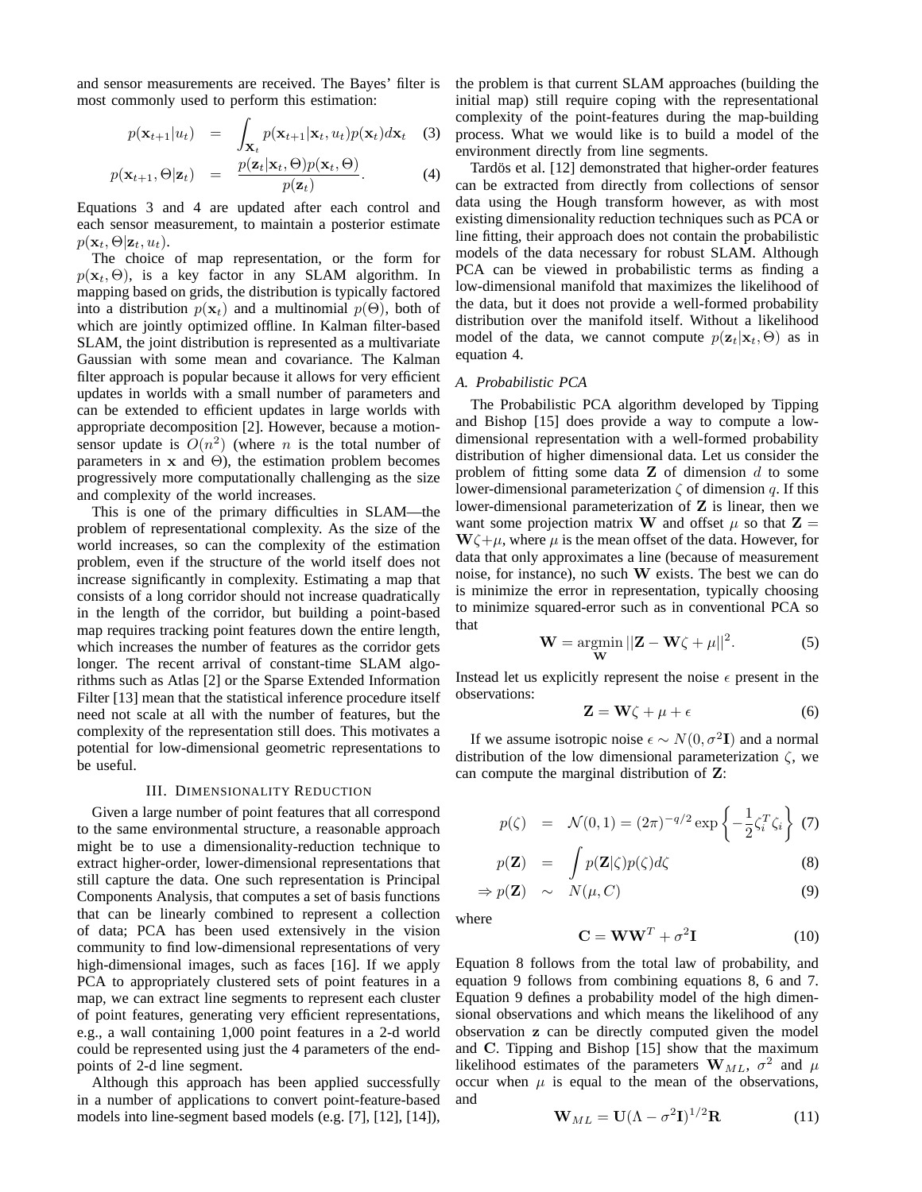and sensor measurements are received. The Bayes' filter is most commonly used to perform this estimation:

$$p(\mathbf{x}_{t+1}|u_t) = \int_{\mathbf{x}_t} p(\mathbf{x}_{t+1}|\mathbf{x}_t, u_t)p(\mathbf{x}_t)d\mathbf{x}_t \quad (3)$$

$$p(\mathbf{x}_{t+1}, \Theta|\mathbf{z}_t) = \frac{p(\mathbf{z}_t|\mathbf{x}_t, \Theta)p(\mathbf{x}_t, \Theta)}{p(\mathbf{z}_t)}. \quad (4)$$

Equations 3 and 4 are updated after each control and each sensor measurement, to maintain a posterior estimate $p(\mathbf{x}_t, \Theta|\mathbf{z}_t, u_t)$.

The choice of map representation, or the form for $p(\mathbf{x}_t, \Theta)$, is a key factor in any SLAM algorithm. In mapping based on grids, the distribution is typically factored into a distribution $p(\mathbf{x}_t)$ and a multinomial $p(\Theta)$, both of which are jointly optimized offline. In Kalman filter-based SLAM, the joint distribution is represented as a multivariate Gaussian with some mean and covariance. The Kalman filter approach is popular because it allows for very efficient updates in worlds with a small number of parameters and can be extended to efficient updates in large worlds with appropriate decomposition [2]. However, because a motion-sensor update is $O(n^2)$ (where $n$ is the total number of parameters in $\mathbf{x}$ and $\Theta$), the estimation problem becomes progressively more computationally challenging as the size and complexity of the world increases.

This is one of the primary difficulties in SLAM—the problem of representational complexity. As the size of the world increases, so can the complexity of the estimation problem, even if the structure of the world itself does not increase significantly in complexity. Estimating a map that consists of a long corridor should not increase quadratically in the length of the corridor, but building a point-based map requires tracking point features down the entire length, which increases the number of features as the corridor gets longer. The recent arrival of constant-time SLAM algorithms such as Atlas [2] or the Sparse Extended Information Filter [13] mean that the statistical inference procedure itself need not scale at all with the number of features, but the complexity of the representation still does. This motivates a potential for low-dimensional geometric representations to be useful.

## III. Dimensionality Reduction

Given a large number of point features that all correspond to the same environmental structure, a reasonable approach might be to use a dimensionality-reduction technique to extract higher-order, lower-dimensional representations that still capture the data. One such representation is Principal Components Analysis, that computes a set of basis functions that can be linearly combined to represent a collection of data; PCA has been used extensively in the vision community to find low-dimensional representations of very high-dimensional images, such as faces [16]. If we apply PCA to appropriately clustered sets of point features in a map, we can extract line segments to represent each cluster of point features, generating very efficient representations, e.g., a wall containing 1,000 point features in a 2-d world could be represented using just the 4 parameters of the end-points of 2-d line segment.

Although this approach has been applied successfully in a number of applications to convert point-feature-based models into line-segment based models (e.g. [7], [12], [14]), the problem is that current SLAM approaches (building the initial map) still require coping with the representational complexity of the point-features during the map-building process. What we would like is to build a model of the environment directly from line segments.

Tardös et al. [12] demonstrated that higher-order features can be extracted from directly from collections of sensor data using the Hough transform however, as with most existing dimensionality reduction techniques such as PCA or line fitting, their approach does not contain the probabilistic models of the data necessary for robust SLAM. Although PCA can be viewed in probabilistic terms as finding a low-dimensional manifold that maximizes the likelihood of the data, but it does not provide a well-formed probability distribution over the manifold itself. Without a likelihood model of the data, we cannot compute $p(\mathbf{z}_t|\mathbf{x}_t, \Theta)$ as in equation 4.

### A. Probabilistic PCA

The Probabilistic PCA algorithm developed by Tipping and Bishop [15] does provide a way to compute a low-dimensional representation with a well-formed probability distribution of higher dimensional data. Let us consider the problem of fitting some data $\mathbf{Z}$ of dimension $d$ to some lower-dimensional parameterization $\zeta$ of dimension $q$. If this lower-dimensional parameterization of $\mathbf{Z}$ is linear, then we want some projection matrix $\mathbf{W}$ and offset $\mu$ so that $\mathbf{Z} = \mathbf{W}\zeta + \mu$, where $\mu$ is the mean offset of the data. However, for data that only approximates a line (because of measurement noise, for instance), no such $\mathbf{W}$ exists. The best we can do is minimize the error in representation, typically choosing to minimize squared-error such as in conventional PCA so that

$$\mathbf{W} = \underset{\mathbf{W}}{\operatorname{argmin}} ||\mathbf{Z} - \mathbf{W}\zeta + \mu||^2. \quad (5)$$

Instead let us explicitly represent the noise $\epsilon$ present in the observations:

$$\mathbf{Z} = \mathbf{W}\zeta + \mu + \epsilon \quad (6)$$

If we assume isotropic noise $\epsilon \sim N(0, \sigma^2\mathbf{I})$ and a normal distribution of the low dimensional parameterization $\zeta$, we can compute the marginal distribution of $\mathbf{Z}$:

$$p(\zeta) = \mathcal{N}(0, 1) = (2\pi)^{-q/2} \exp\left\{-\frac{1}{2}\zeta_i^T\zeta_i\right\} \quad (7)$$

$$p(\mathbf{Z}) = \int p(\mathbf{Z}|\zeta)p(\zeta)d\zeta \quad (8)$$

$$\Rightarrow p(\mathbf{Z}) \sim N(\mu, C) \quad (9)$$

where

$$\mathbf{C} = \mathbf{W}\mathbf{W}^T + \sigma^2\mathbf{I} \quad (10)$$

Equation 8 follows from the total law of probability, and equation 9 follows from combining equations 8, 6 and 7. Equation 9 defines a probability model of the high dimensional observations and which means the likelihood of any observation $\mathbf{z}$ can be directly computed given the model and $\mathbf{C}$. Tipping and Bishop [15] show that the maximum likelihood estimates of the parameters $\mathbf{W}_{ML}$, $\sigma^2$ and $\mu$ occur when $\mu$ is equal to the mean of the observations, and

$$\mathbf{W}_{ML} = \mathbf{U}(\Lambda - \sigma^2\mathbf{I})^{1/2}\mathbf{R} \quad (11)$$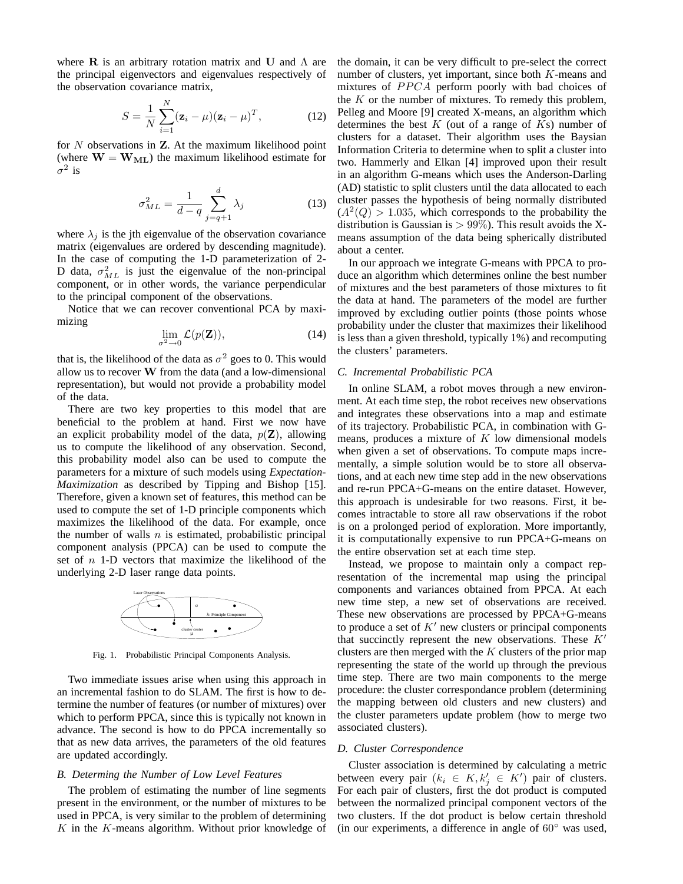where $\mathbf{R}$ is an arbitrary rotation matrix and $\mathbf{U}$ and $\Lambda$ are the principal eigenvectors and eigenvalues respectively of the observation covariance matrix,

$$S = \frac{1}{N}\sum_{i=1}^{N}(\mathbf{z}_i - \mu)(\mathbf{z}_i - \mu)^T, \tag{12}$$

for $N$ observations in $\mathbf{Z}$. At the maximum likelihood point (where $\mathbf{W} = \mathbf{W_{ML}}$) the maximum likelihood estimate for $\sigma^2$ is

$$\sigma^2_{ML} = \frac{1}{d-q}\sum_{j=q+1}^{d}\lambda_j \tag{13}$$

where $\lambda_j$ is the jth eigenvalue of the observation covariance matrix (eigenvalues are ordered by descending magnitude). In the case of computing the 1-D parameterization of 2-D data, $\sigma^2_{ML}$ is just the eigenvalue of the non-principal component, or in other words, the variance perpendicular to the principal component of the observations.

Notice that we can recover conventional PCA by maximizing

$$\lim_{\sigma^2 \to 0} \mathcal{L}(p(\mathbf{Z})), \tag{14}$$

that is, the likelihood of the data as $\sigma^2$ goes to 0. This would allow us to recover $\mathbf{W}$ from the data (and a low-dimensional representation), but would not provide a probability model of the data.

There are two key properties to this model that are beneficial to the problem at hand. First we now have an explicit probability model of the data, $p(\mathbf{Z})$, allowing us to compute the likelihood of any observation. Second, this probability model also can be used to compute the parameters for a mixture of such models using *Expectation-Maximization* as described by Tipping and Bishop [15]. Therefore, given a known set of features, this method can be used to compute the set of 1-D principle components which maximizes the likelihood of the data. For example, once the number of walls $n$ is estimated, probabilistic principal component analysis (PPCA) can be used to compute the set of $n$ 1-D vectors that maximize the likelihood of the underlying 2-D laser range data points.

Fig. 1. Probabilistic Principal Components Analysis.

Two immediate issues arise when using this approach in an incremental fashion to do SLAM. The first is how to determine the number of features (or number of mixtures) over which to perform PPCA, since this is typically not known in advance. The second is how to do PPCA incrementally so that as new data arrives, the parameters of the old features are updated accordingly.

### B. Determing the Number of Low Level Features

The problem of estimating the number of line segments present in the environment, or the number of mixtures to be used in PPCA, is very similar to the problem of determining $K$ in the $K$-means algorithm. Without prior knowledge of the domain, it can be very difficult to pre-select the correct number of clusters, yet important, since both $K$-means and mixtures of $PPCA$ perform poorly with bad choices of the $K$ or the number of mixtures. To remedy this problem, Pelleg and Moore [9] created X-means, an algorithm which determines the best $K$ (out of a range of $K$s) number of clusters for a dataset. Their algorithm uses the Baysian Information Criteria to determine when to split a cluster into two. Hammerly and Elkan [4] improved upon their result in an algorithm G-means which uses the Anderson-Darling (AD) statistic to split clusters until the data allocated to each cluster passes the hypothesis of being normally distributed ($A^2(Q) > 1.035$, which corresponds to the probability the distribution is Gaussian is $> 99\%$). This result avoids the X-means assumption of the data being spherically distributed about a center.

In our approach we integrate G-means with PPCA to produce an algorithm which determines online the best number of mixtures and the best parameters of those mixtures to fit the data at hand. The parameters of the model are further improved by excluding outlier points (those points whose probability under the cluster that maximizes their likelihood is less than a given threshold, typically 1%) and recomputing the clusters' parameters.

### C. Incremental Probabilistic PCA

In online SLAM, a robot moves through a new environment. At each time step, the robot receives new observations and integrates these observations into a map and estimate of its trajectory. Probabilistic PCA, in combination with G-means, produces a mixture of $K$ low dimensional models when given a set of observations. To compute maps incrementally, a simple solution would be to store all observations, and at each new time step add in the new observations and re-run PPCA+G-means on the entire dataset. However, this approach is undesirable for two reasons. First, it becomes intractable to store all raw observations if the robot is on a prolonged period of exploration. More importantly, it is computationally expensive to run PPCA+G-means on the entire observation set at each time step.

Instead, we propose to maintain only a compact representation of the incremental map using the principal components and variances obtained from PPCA. At each new time step, a new set of observations are received. These new observations are processed by PPCA+G-means to produce a set of $K'$ new clusters or principal components that succinctly represent the new observations. These $K'$ clusters are then merged with the $K$ clusters of the prior map representing the state of the world up through the previous time step. There are two main components to the merge procedure: the cluster correspondance problem (determining the mapping between old clusters and new clusters) and the cluster parameters update problem (how to merge two associated clusters).

### D. Cluster Correspondence

Cluster association is determined by calculating a metric between every pair ($k_i \in K, k'_j \in K'$) pair of clusters. For each pair of clusters, first the dot product is computed between the normalized principal component vectors of the two clusters. If the dot product is below certain threshold (in our experiments, a difference in angle of $60^\circ$ was used,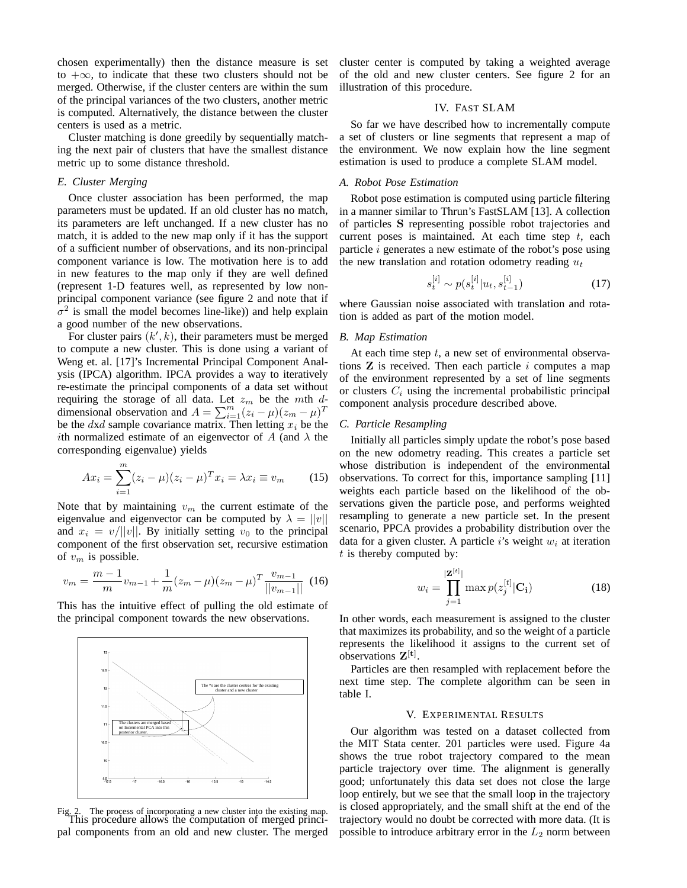chosen experimentally) then the distance measure is set to $+\infty$, to indicate that these two clusters should not be merged. Otherwise, if the cluster centers are within the sum of the principal variances of the two clusters, another metric is computed. Alternatively, the distance between the cluster centers is used as a metric.

Cluster matching is done greedily by sequentially matching the next pair of clusters that have the smallest distance metric up to some distance threshold.

### *E. Cluster Merging*

Once cluster association has been performed, the map parameters must be updated. If an old cluster has no match, its parameters are left unchanged. If a new cluster has no match, it is added to the new map only if it has the support of a sufficient number of observations, and its non-principal component variance is low. The motivation here is to add in new features to the map only if they are well defined (represent 1-D features well, as represented by low non-principal component variance (see figure 2 and note that if $\sigma^2$ is small the model becomes line-like)) and help explain a good number of the new observations.

For cluster pairs $(k', k)$, their parameters must be merged to compute a new cluster. This is done using a variant of Weng et. al. [17]'s Incremental Principal Component Analysis (IPCA) algorithm. IPCA provides a way to iteratively re-estimate the principal components of a data set without requiring the storage of all data. Let $z_m$ be the $m$th $d$-dimensional observation and $A = \sum_{i=1}^{m}(z_i - \mu)(z_m - \mu)^T$ be the $d$x$d$ sample covariance matrix. Then letting $x_i$ be the $i$th normalized estimate of an eigenvector of $A$ (and $\lambda$ the corresponding eigenvalue) yields

$$Ax_i = \sum_{i=1}^{m}(z_i - \mu)(z_i - \mu)^T x_i = \lambda x_i \equiv v_m \tag{15}$$

Note that by maintaining $v_m$ the current estimate of the eigenvalue and eigenvector can be computed by $\lambda = ||v||$ and $x_i = v/||v||$. By initially setting $v_0$ to the principal component of the first observation set, recursive estimation of $v_m$ is possible.

$$v_m = \frac{m-1}{m} v_{m-1} + \frac{1}{m}(z_m - \mu)(z_m - \mu)^T \frac{v_{m-1}}{||v_{m-1}||} \tag{16}$$

This has the intuitive effect of pulling the old estimate of the principal component towards the new observations.

Fig. 2. The process of incorporating a new cluster into the existing map.

This procedure allows the computation of merged principal components from an old and new cluster. The merged cluster center is computed by taking a weighted average of the old and new cluster centers. See figure 2 for an illustration of this procedure.

## IV. Fast SLAM

So far we have described how to incrementally compute a set of clusters or line segments that represent a map of the environment. We now explain how the line segment estimation is used to produce a complete SLAM model.

### *A. Robot Pose Estimation*

Robot pose estimation is computed using particle filtering in a manner similar to Thrun's FastSLAM [13]. A collection of particles **S** representing possible robot trajectories and current poses is maintained. At each time step $t$, each particle $i$ generates a new estimate of the robot's pose using the new translation and rotation odometry reading $u_t$

$$s_t^{[i]} \sim p(s_t^{[i]} | u_t, s_{t-1}^{[i]}) \tag{17}$$

where Gaussian noise associated with translation and rotation is added as part of the motion model.

### *B. Map Estimation*

At each time step $t$, a new set of environmental observations **Z** is received. Then each particle $i$ computes a map of the environment represented by a set of line segments or clusters $C_i$ using the incremental probabilistic principal component analysis procedure described above.

### *C. Particle Resampling*

Initially all particles simply update the robot's pose based on the new odometry reading. This creates a particle set whose distribution is independent of the environmental observations. To correct for this, importance sampling [11] weights each particle based on the likelihood of the observations given the particle pose, and performs weighted resampling to generate a new particle set. In the present scenario, PPCA provides a probability distribution over the data for a given cluster. A particle $i$'s weight $w_i$ at iteration $t$ is thereby computed by:

$$w_i = \prod_{j=1}^{|\mathbf{Z}^{[t]}|} \max p(z_j^{[t]} | \mathbf{C_i}) \tag{18}$$

In other words, each measurement is assigned to the cluster that maximizes its probability, and so the weight of a particle represents the likelihood it assigns to the current set of observations $\mathbf{Z^{[t]}}$.

Particles are then resampled with replacement before the next time step. The complete algorithm can be seen in table I.

## V. Experimental Results

Our algorithm was tested on a dataset collected from the MIT Stata center. 201 particles were used. Figure 4a shows the true robot trajectory compared to the mean particle trajectory over time. The alignment is generally good; unfortunately this data set does not close the large loop entirely, but we see that the small loop in the trajectory is closed appropriately, and the small shift at the end of the trajectory would no doubt be corrected with more data. (It is possible to introduce arbitrary error in the $L_2$ norm between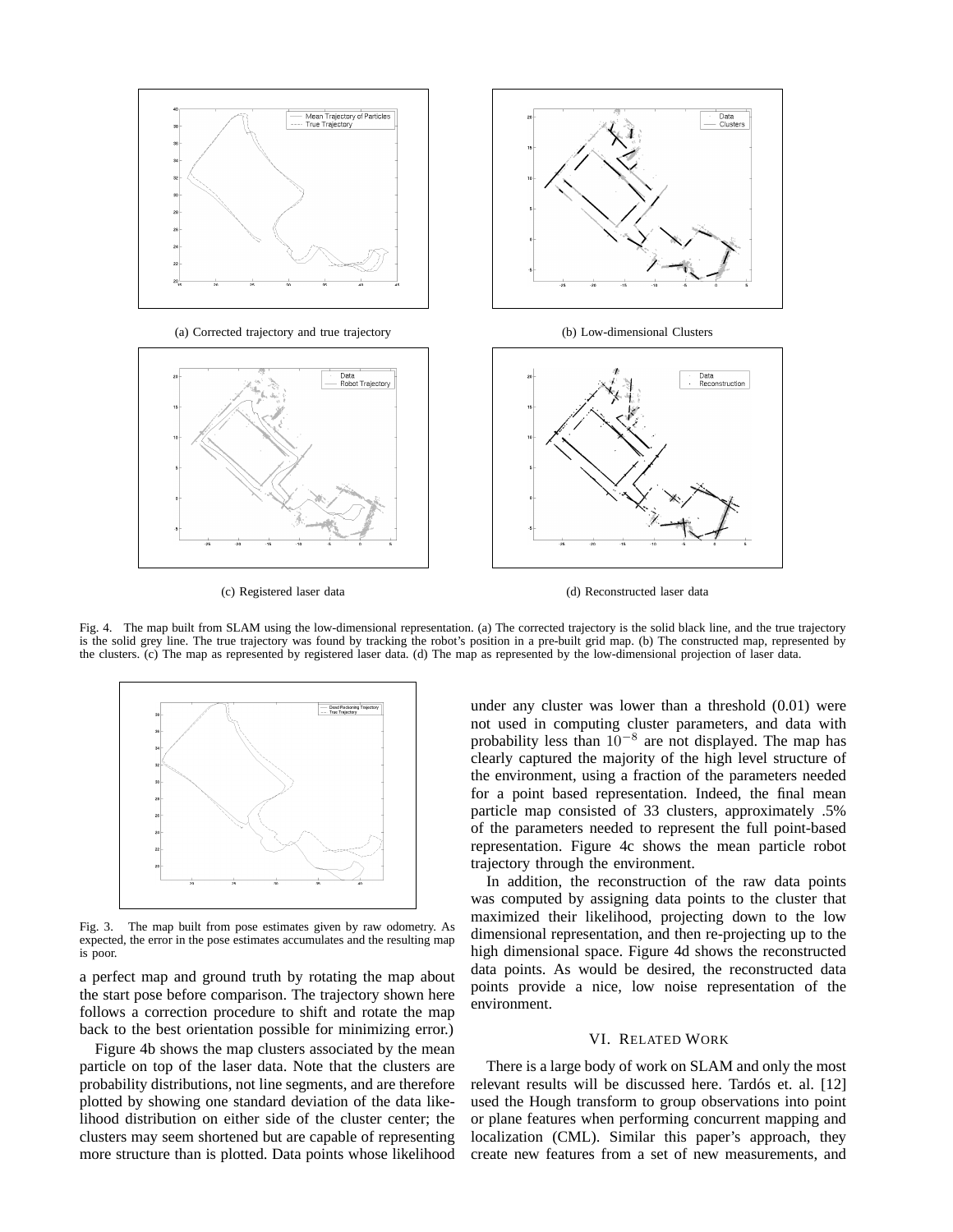(a) Corrected trajectory and true trajectory

(b) Low-dimensional Clusters

(c) Registered laser data

(d) Reconstructed laser data

Fig. 4. The map built from SLAM using the low-dimensional representation. (a) The corrected trajectory is the solid black line, and the true trajectory is the solid grey line. The true trajectory was found by tracking the robot's position in a pre-built grid map. (b) The constructed map, represented by the clusters. (c) The map as represented by registered laser data. (d) The map as represented by the low-dimensional projection of laser data.

Fig. 3. The map built from pose estimates given by raw odometry. As expected, the error in the pose estimates accumulates and the resulting map is poor.

a perfect map and ground truth by rotating the map about the start pose before comparison. The trajectory shown here follows a correction procedure to shift and rotate the map back to the best orientation possible for minimizing error.)

Figure 4b shows the map clusters associated by the mean particle on top of the laser data. Note that the clusters are probability distributions, not line segments, and are therefore plotted by showing one standard deviation of the data likelihood distribution on either side of the cluster center; the clusters may seem shortened but are capable of representing more structure than is plotted. Data points whose likelihood under any cluster was lower than a threshold (0.01) were not used in computing cluster parameters, and data with probability less than $10^{-8}$ are not displayed. The map has clearly captured the majority of the high level structure of the environment, using a fraction of the parameters needed for a point based representation. Indeed, the final mean particle map consisted of 33 clusters, approximately .5% of the parameters needed to represent the full point-based representation. Figure 4c shows the mean particle robot trajectory through the environment.

In addition, the reconstruction of the raw data points was computed by assigning data points to the cluster that maximized their likelihood, projecting down to the low dimensional representation, and then re-projecting up to the high dimensional space. Figure 4d shows the reconstructed data points. As would be desired, the reconstructed data points provide a nice, low noise representation of the environment.

## VI. Related Work

There is a large body of work on SLAM and only the most relevant results will be discussed here. Tardós et. al. [12] used the Hough transform to group observations into point or plane features when performing concurrent mapping and localization (CML). Similar this paper's approach, they create new features from a set of new measurements, and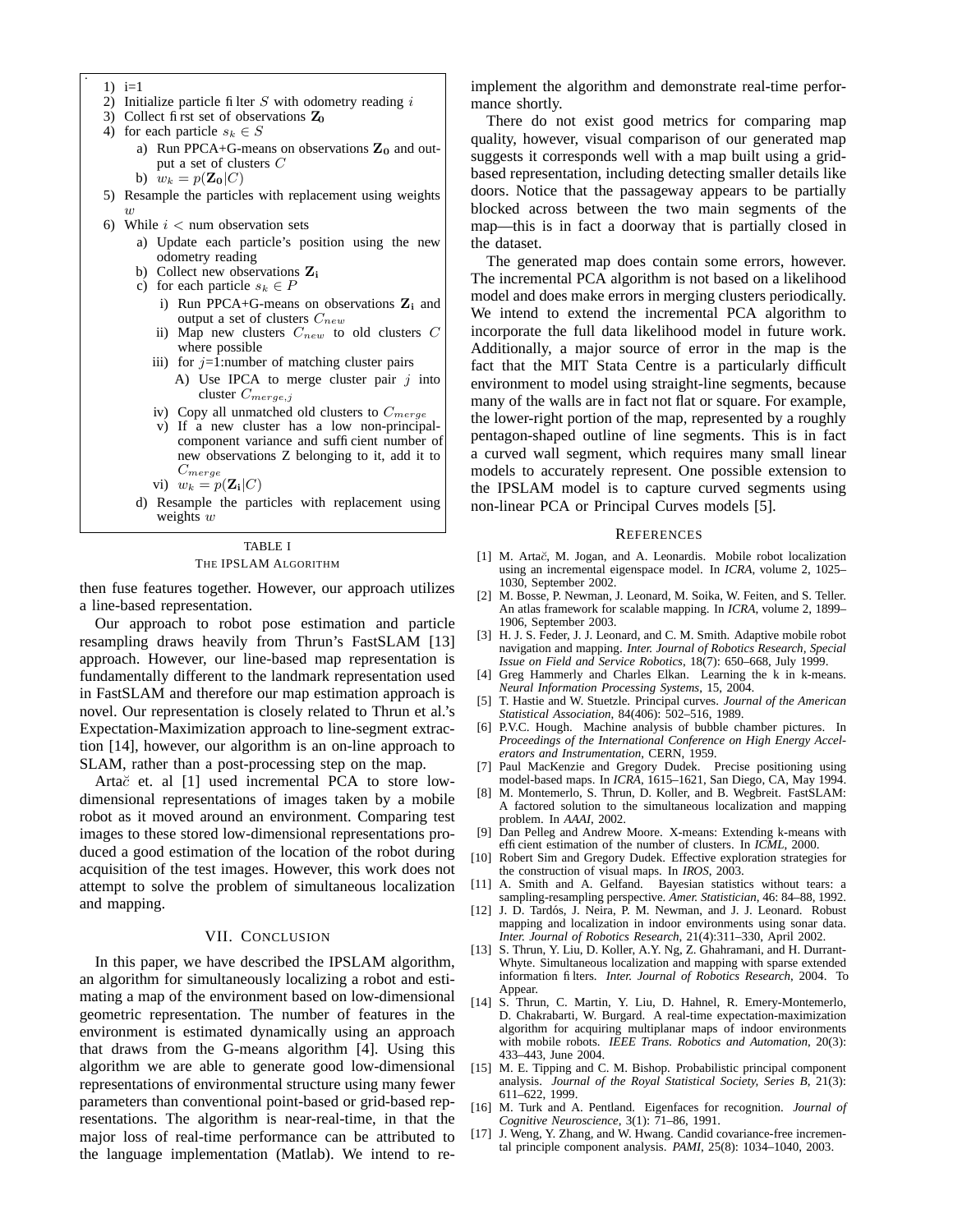1) i=1
2) Initialize particle filter $S$ with odometry reading $i$
3) Collect first set of observations $\mathbf{Z_0}$
4) for each particle $s_k \in S$
   a) Run PPCA+G-means on observations $\mathbf{Z_0}$ and output a set of clusters $C$
   b) $w_k = p(\mathbf{Z_0}|C)$
5) Resample the particles with replacement using weights $w$
6) While $i <$ num observation sets
   a) Update each particle's position using the new odometry reading
   b) Collect new observations $\mathbf{Z_i}$
   c) for each particle $s_k \in P$
      i) Run PPCA+G-means on observations $\mathbf{Z_i}$ and output a set of clusters $C_{new}$
      ii) Map new clusters $C_{new}$ to old clusters $C$ where possible
      iii) for $j$=1:number of matching cluster pairs
         A) Use IPCA to merge cluster pair $j$ into cluster $C_{merge,j}$
      iv) Copy all unmatched old clusters to $C_{merge}$
      v) If a new cluster has a low non-principal-component variance and sufficient number of new observations Z belonging to it, add it to $C_{merge}$
      vi) $w_k = p(\mathbf{Z_i}|C)$
   d) Resample the particles with replacement using weights $w$

TABLE I
THE IPSLAM ALGORITHM

then fuse features together. However, our approach utilizes a line-based representation.

Our approach to robot pose estimation and particle resampling draws heavily from Thrun's FastSLAM [13] approach. However, our line-based map representation is fundamentally different to the landmark representation used in FastSLAM and therefore our map estimation approach is novel. Our representation is closely related to Thrun et al.'s Expectation-Maximization approach to line-segment extraction [14], however, our algorithm is an on-line approach to SLAM, rather than a post-processing step on the map.

Artač et. al [1] used incremental PCA to store low-dimensional representations of images taken by a mobile robot as it moved around an environment. Comparing test images to these stored low-dimensional representations produced a good estimation of the location of the robot during acquisition of the test images. However, this work does not attempt to solve the problem of simultaneous localization and mapping.

## VII. Conclusion

In this paper, we have described the IPSLAM algorithm, an algorithm for simultaneously localizing a robot and estimating a map of the environment based on low-dimensional geometric representation. The number of features in the environment is estimated dynamically using an approach that draws from the G-means algorithm [4]. Using this algorithm we are able to generate good low-dimensional representations of environmental structure using many fewer parameters than conventional point-based or grid-based representations. The algorithm is near-real-time, in that the major loss of real-time performance can be attributed to the language implementation (Matlab). We intend to re-implement the algorithm and demonstrate real-time performance shortly.

There do not exist good metrics for comparing map quality, however, visual comparison of our generated map suggests it corresponds well with a map built using a grid-based representation, including detecting smaller details like doors. Notice that the passageway appears to be partially blocked across between the two main segments of the map—this is in fact a doorway that is partially closed in the dataset.

The generated map does contain some errors, however. The incremental PCA algorithm is not based on a likelihood model and does make errors in merging clusters periodically. We intend to extend the incremental PCA algorithm to incorporate the full data likelihood model in future work. Additionally, a major source of error in the map is the fact that the MIT Stata Centre is a particularly difficult environment to model using straight-line segments, because many of the walls are in fact not flat or square. For example, the lower-right portion of the map, represented by a roughly pentagon-shaped outline of line segments. This is in fact a curved wall segment, which requires many small linear models to accurately represent. One possible extension to the IPSLAM model is to capture curved segments using non-linear PCA or Principal Curves models [5].

## References

[1] M. Artač, M. Jogan, and A. Leonardis. Mobile robot localization using an incremental eigenspace model. In *ICRA*, volume 2, 1025–1030, September 2002.

[2] M. Bosse, P. Newman, J. Leonard, M. Soika, W. Feiten, and S. Teller. An atlas framework for scalable mapping. In *ICRA*, volume 2, 1899–1906, September 2003.

[3] H. J. S. Feder, J. J. Leonard, and C. M. Smith. Adaptive mobile robot navigation and mapping. *Inter. Journal of Robotics Research, Special Issue on Field and Service Robotics*, 18(7): 650–668, July 1999.

[4] Greg Hammerly and Charles Elkan. Learning the k in k-means. *Neural Information Processing Systems*, 15, 2004.

[5] T. Hastie and W. Stuetzle. Principal curves. *Journal of the American Statistical Association*, 84(406): 502–516, 1989.

[6] P.V.C. Hough. Machine analysis of bubble chamber pictures. In *Proceedings of the International Conference on High Energy Accelerators and Instrumentation*, CERN, 1959.

[7] Paul MacKenzie and Gregory Dudek. Precise positioning using model-based maps. In *ICRA*, 1615–1621, San Diego, CA, May 1994.

[8] M. Montemerlo, S. Thrun, D. Koller, and B. Wegbreit. FastSLAM: A factored solution to the simultaneous localization and mapping problem. In *AAAI*, 2002.

[9] Dan Pelleg and Andrew Moore. X-means: Extending k-means with efficient estimation of the number of clusters. In *ICML*, 2000.

[10] Robert Sim and Gregory Dudek. Effective exploration strategies for the construction of visual maps. In *IROS*, 2003.

[11] A. Smith and A. Gelfand. Bayesian statistics without tears: a sampling-resampling perspective. *Amer. Statistician*, 46: 84–88, 1992.

[12] J. D. Tardós, J. Neira, P. M. Newman, and J. J. Leonard. Robust mapping and localization in indoor environments using sonar data. *Inter. Journal of Robotics Research*, 21(4):311–330, April 2002.

[13] S. Thrun, Y. Liu, D. Koller, A.Y. Ng, Z. Ghahramani, and H. Durrant-Whyte. Simultaneous localization and mapping with sparse extended information filters. *Inter. Journal of Robotics Research*, 2004. To Appear.

[14] S. Thrun, C. Martin, Y. Liu, D. Hahnel, R. Emery-Montemerlo, D. Chakrabarti, W. Burgard. A real-time expectation-maximization algorithm for acquiring multiplanar maps of indoor environments with mobile robots. *IEEE Trans. Robotics and Automation*, 20(3): 433–443, June 2004.

[15] M. E. Tipping and C. M. Bishop. Probabilistic principal component analysis. *Journal of the Royal Statistical Society, Series B*, 21(3): 611–622, 1999.

[16] M. Turk and A. Pentland. Eigenfaces for recognition. *Journal of Cognitive Neuroscience*, 3(1): 71–86, 1991.

[17] J. Weng, Y. Zhang, and W. Hwang. Candid covariance-free incremental principle component analysis. *PAMI*, 25(8): 1034–1040, 2003.